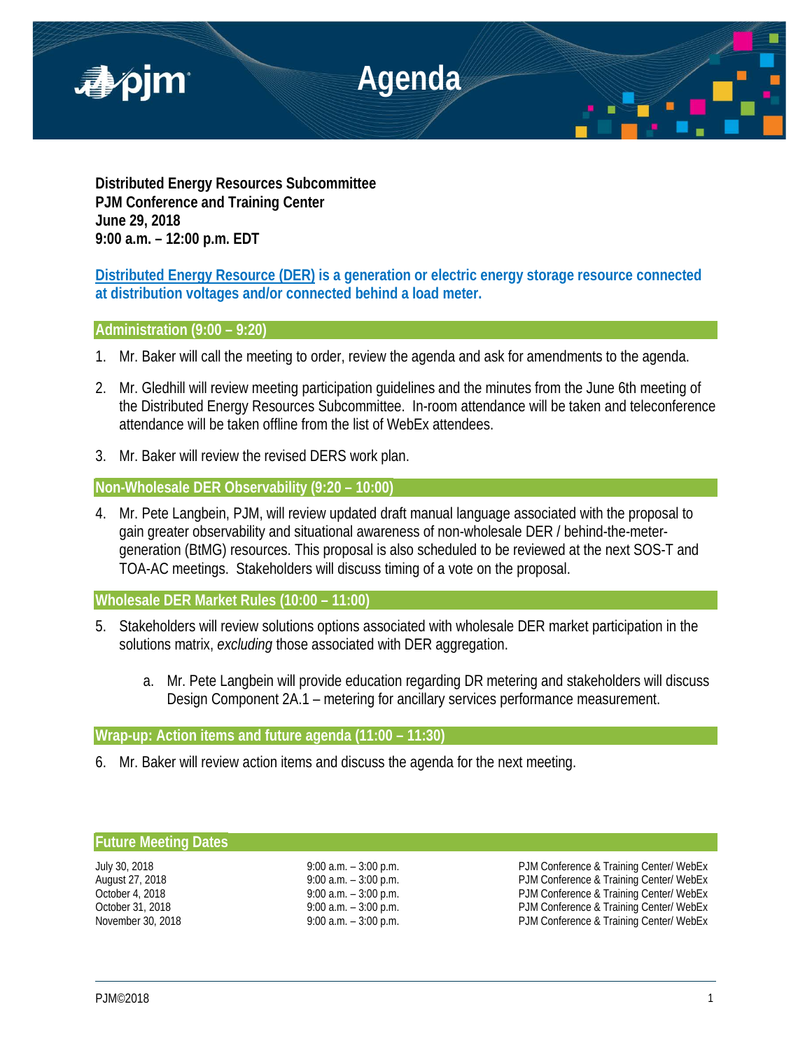# Agenda

**Distributed Energy Resources Subcommittee**
**PJM Conference and Training Center**
**June 29, 2018**
**9:00 a.m. – 12:00 p.m. EDT**

**Distributed Energy Resource (DER) is a generation or electric energy storage resource connected at distribution voltages and/or connected behind a load meter.**

## Administration (9:00 – 9:20)

1. Mr. Baker will call the meeting to order, review the agenda and ask for amendments to the agenda.
2. Mr. Gledhill will review meeting participation guidelines and the minutes from the June 6th meeting of the Distributed Energy Resources Subcommittee. In-room attendance will be taken and teleconference attendance will be taken offline from the list of WebEx attendees.
3. Mr. Baker will review the revised DERS work plan.

## Non-Wholesale DER Observability (9:20 – 10:00)

4. Mr. Pete Langbein, PJM, will review updated draft manual language associated with the proposal to gain greater observability and situational awareness of non-wholesale DER / behind-the-meter-generation (BtMG) resources. This proposal is also scheduled to be reviewed at the next SOS-T and TOA-AC meetings. Stakeholders will discuss timing of a vote on the proposal.

## Wholesale DER Market Rules (10:00 – 11:00)

5. Stakeholders will review solutions options associated with wholesale DER market participation in the solutions matrix, *excluding* those associated with DER aggregation.
   a. Mr. Pete Langbein will provide education regarding DR metering and stakeholders will discuss Design Component 2A.1 – metering for ancillary services performance measurement.

## Wrap-up: Action items and future agenda (11:00 – 11:30)

6. Mr. Baker will review action items and discuss the agenda for the next meeting.

## Future Meeting Dates

| | | |
|---|---|---|
| July 30, 2018 | 9:00 a.m. – 3:00 p.m. | PJM Conference & Training Center/ WebEx |
| August 27, 2018 | 9:00 a.m. – 3:00 p.m. | PJM Conference & Training Center/ WebEx |
| October 4, 2018 | 9:00 a.m. – 3:00 p.m. | PJM Conference & Training Center/ WebEx |
| October 31, 2018 | 9:00 a.m. – 3:00 p.m. | PJM Conference & Training Center/ WebEx |
| November 30, 2018 | 9:00 a.m. – 3:00 p.m. | PJM Conference & Training Center/ WebEx |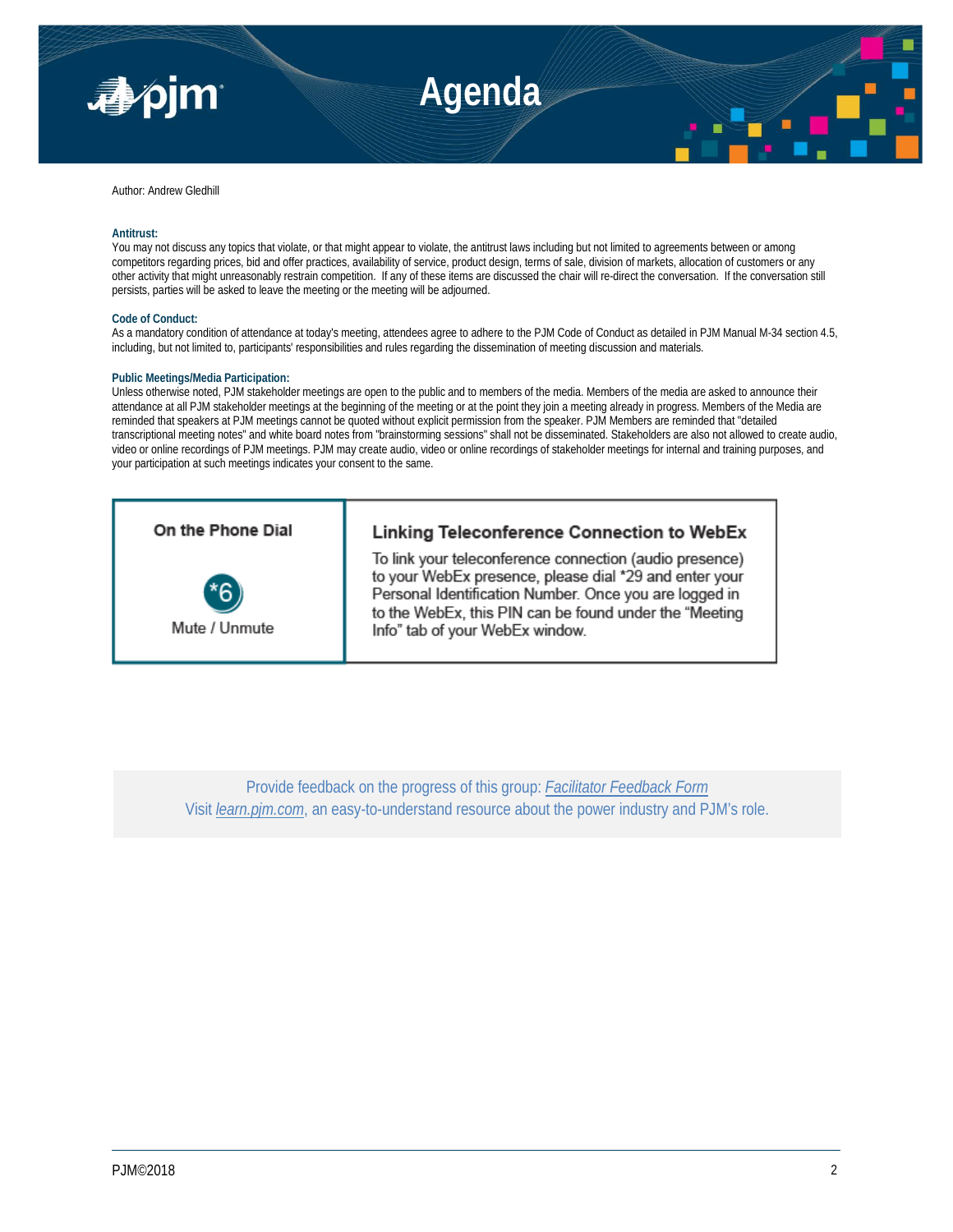# Agenda

Author: Andrew Gledhill

**Antitrust:**
You may not discuss any topics that violate, or that might appear to violate, the antitrust laws including but not limited to agreements between or among competitors regarding prices, bid and offer practices, availability of service, product design, terms of sale, division of markets, allocation of customers or any other activity that might unreasonably restrain competition. If any of these items are discussed the chair will re-direct the conversation. If the conversation still persists, parties will be asked to leave the meeting or the meeting will be adjourned.

**Code of Conduct:**
As a mandatory condition of attendance at today's meeting, attendees agree to adhere to the PJM Code of Conduct as detailed in PJM Manual M-34 section 4.5, including, but not limited to, participants' responsibilities and rules regarding the dissemination of meeting discussion and materials.

**Public Meetings/Media Participation:**
Unless otherwise noted, PJM stakeholder meetings are open to the public and to members of the media. Members of the media are asked to announce their attendance at all PJM stakeholder meetings at the beginning of the meeting or at the point they join a meeting already in progress. Members of the Media are reminded that speakers at PJM meetings cannot be quoted without explicit permission from the speaker. PJM Members are reminded that "detailed transcriptional meeting notes" and white board notes from "brainstorming sessions" shall not be disseminated. Stakeholders are also not allowed to create audio, video or online recordings of PJM meetings. PJM may create audio, video or online recordings of stakeholder meetings for internal and training purposes, and your participation at such meetings indicates your consent to the same.

| On the Phone Dial | Linking Teleconference Connection to WebEx |
| --- | --- |
| *6 Mute / Unmute | To link your teleconference connection (audio presence) to your WebEx presence, please dial *29 and enter your Personal Identification Number. Once you are logged in to the WebEx, this PIN can be found under the "Meeting Info" tab of your WebEx window. |

Provide feedback on the progress of this group: *Facilitator Feedback Form*
Visit *learn.pjm.com*, an easy-to-understand resource about the power industry and PJM's role.

PJM©2018